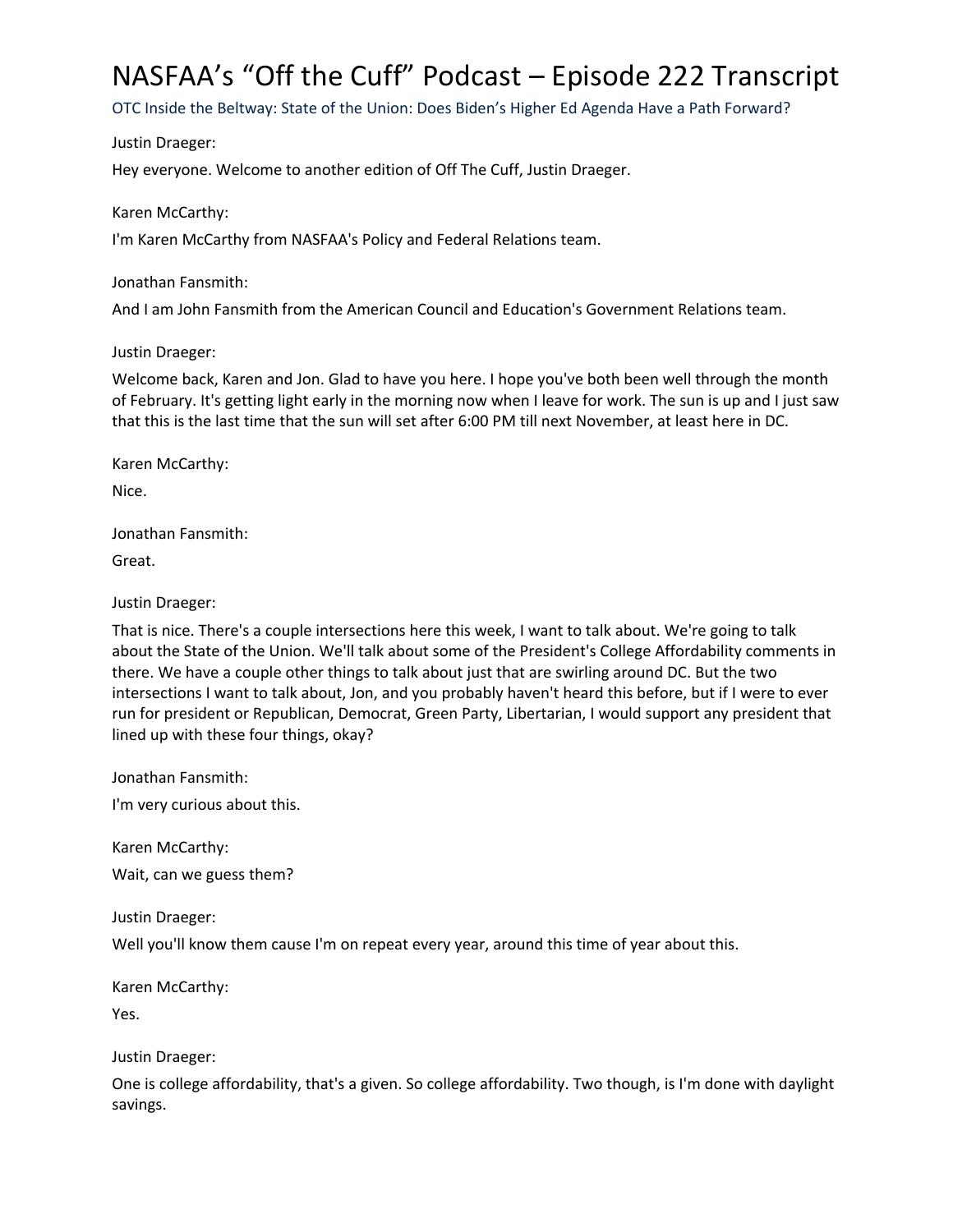# NASFAA's "Off the Cuff" Podcast – Episode 222 Transcript

OTC Inside the Beltway: State of the Union: Does Biden's Higher Ed Agenda Have a Path Forward?

Justin Draeger:

Hey everyone. Welcome to another edition of Off The Cuff, Justin Draeger.

Karen McCarthy:

I'm Karen McCarthy from NASFAA's Policy and Federal Relations team.

Jonathan Fansmith:

And I am John Fansmith from the American Council and Education's Government Relations team.

Justin Draeger:

Welcome back, Karen and Jon. Glad to have you here. I hope you've both been well through the month of February. It's getting light early in the morning now when I leave for work. The sun is up and I just saw that this is the last time that the sun will set after 6:00 PM till next November, at least here in DC.

Karen McCarthy:

Nice.

Jonathan Fansmith:

Great.

Justin Draeger:

That is nice. There's a couple intersections here this week, I want to talk about. We're going to talk about the State of the Union. We'll talk about some of the President's College Affordability comments in there. We have a couple other things to talk about just that are swirling around DC. But the two intersections I want to talk about, Jon, and you probably haven't heard this before, but if I were to ever run for president or Republican, Democrat, Green Party, Libertarian, I would support any president that lined up with these four things, okay?

Jonathan Fansmith:

I'm very curious about this.

Karen McCarthy:

Wait, can we guess them?

Justin Draeger:

Well you'll know them cause I'm on repeat every year, around this time of year about this.

Karen McCarthy:

Yes.

Justin Draeger:

One is college affordability, that's a given. So college affordability. Two though, is I'm done with daylight savings.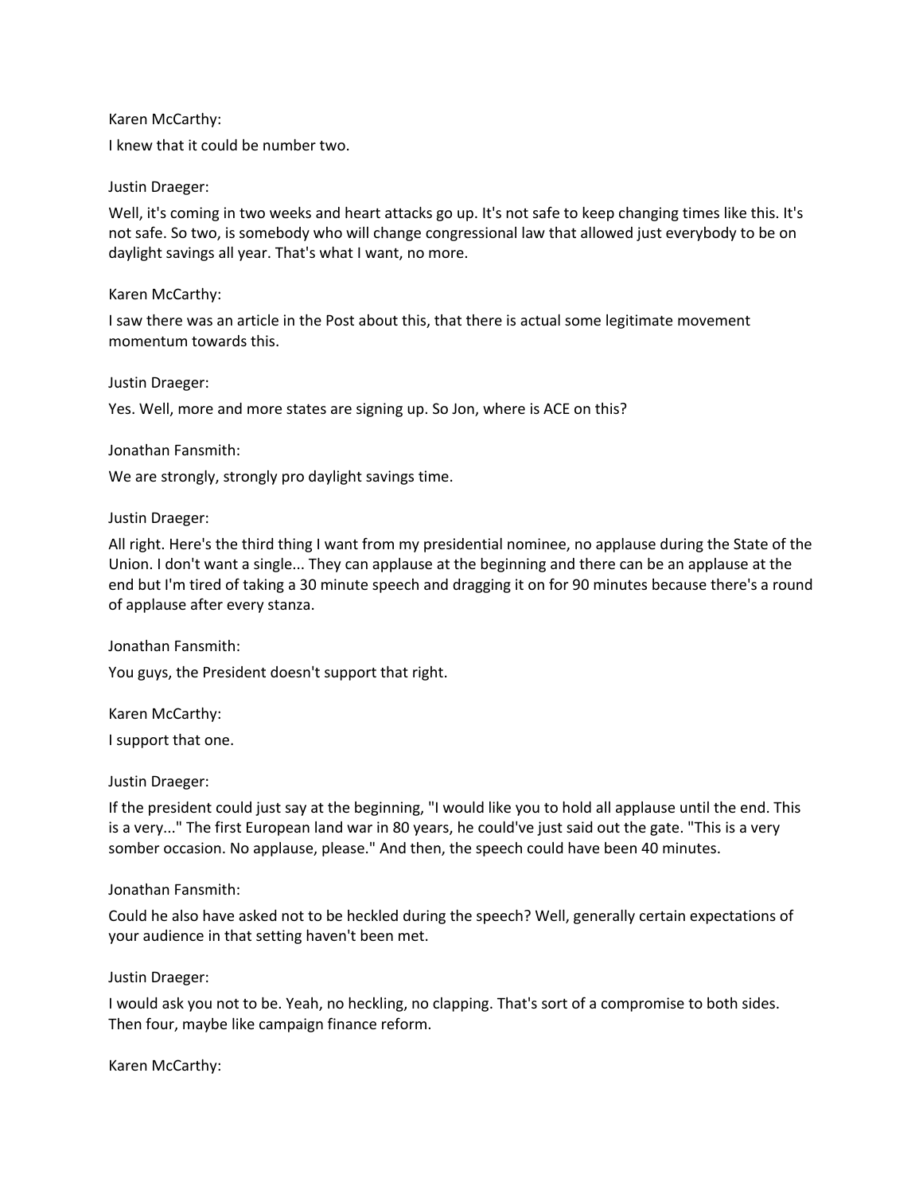Karen McCarthy:

I knew that it could be number two.

Justin Draeger:

Well, it's coming in two weeks and heart attacks go up. It's not safe to keep changing times like this. It's not safe. So two, is somebody who will change congressional law that allowed just everybody to be on daylight savings all year. That's what I want, no more.

Karen McCarthy:

I saw there was an article in the Post about this, that there is actual some legitimate movement momentum towards this.

Justin Draeger:

Yes. Well, more and more states are signing up. So Jon, where is ACE on this?

Jonathan Fansmith:

We are strongly, strongly pro daylight savings time.

Justin Draeger:

All right. Here's the third thing I want from my presidential nominee, no applause during the State of the Union. I don't want a single... They can applause at the beginning and there can be an applause at the end but I'm tired of taking a 30 minute speech and dragging it on for 90 minutes because there's a round of applause after every stanza.

Jonathan Fansmith:

You guys, the President doesn't support that right.

Karen McCarthy:

I support that one.

Justin Draeger:

If the president could just say at the beginning, "I would like you to hold all applause until the end. This is a very..." The first European land war in 80 years, he could've just said out the gate. "This is a very somber occasion. No applause, please." And then, the speech could have been 40 minutes.

Jonathan Fansmith:

Could he also have asked not to be heckled during the speech? Well, generally certain expectations of your audience in that setting haven't been met.

Justin Draeger:

I would ask you not to be. Yeah, no heckling, no clapping. That's sort of a compromise to both sides. Then four, maybe like campaign finance reform.

Karen McCarthy: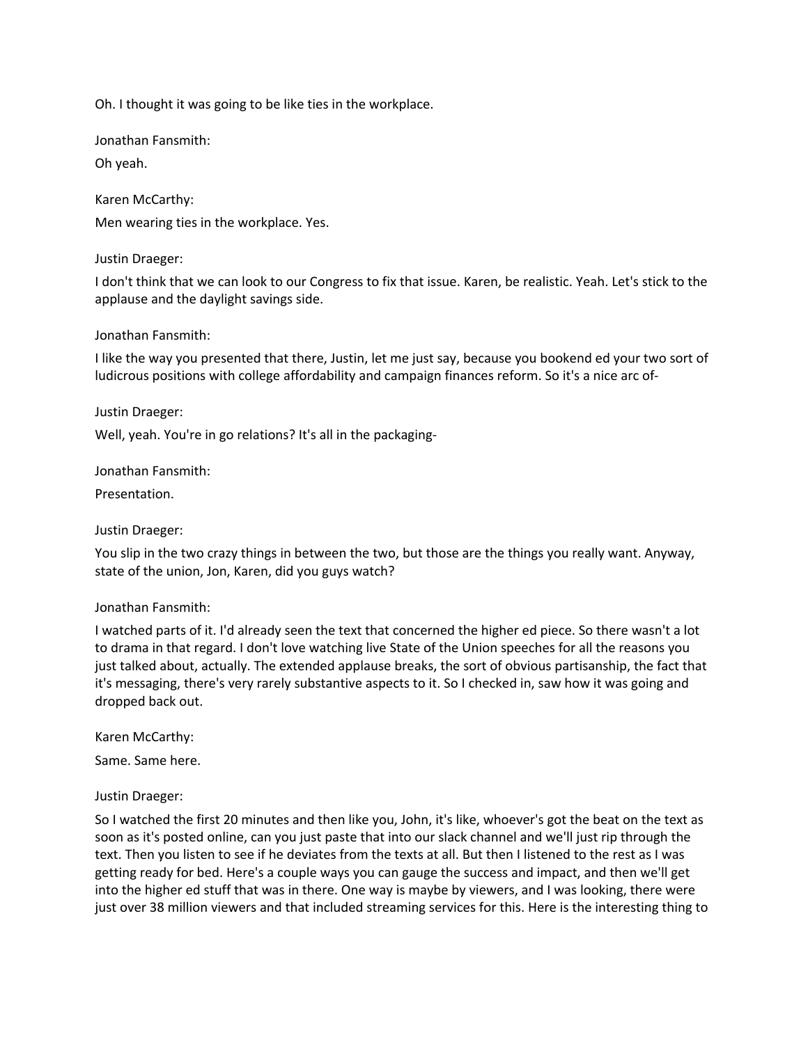Oh. I thought it was going to be like ties in the workplace.

Jonathan Fansmith:

Oh yeah.

Karen McCarthy:

Men wearing ties in the workplace. Yes.

Justin Draeger:

I don't think that we can look to our Congress to fix that issue. Karen, be realistic. Yeah. Let's stick to the applause and the daylight savings side.

Jonathan Fansmith:

I like the way you presented that there, Justin, let me just say, because you bookend ed your two sort of ludicrous positions with college affordability and campaign finances reform. So it's a nice arc of-

Justin Draeger:

Well, yeah. You're in go relations? It's all in the packaging-

Jonathan Fansmith:

Presentation.

Justin Draeger:

You slip in the two crazy things in between the two, but those are the things you really want. Anyway, state of the union, Jon, Karen, did you guys watch?

Jonathan Fansmith:

I watched parts of it. I'd already seen the text that concerned the higher ed piece. So there wasn't a lot to drama in that regard. I don't love watching live State of the Union speeches for all the reasons you just talked about, actually. The extended applause breaks, the sort of obvious partisanship, the fact that it's messaging, there's very rarely substantive aspects to it. So I checked in, saw how it was going and dropped back out.

Karen McCarthy:

Same. Same here.

Justin Draeger:

So I watched the first 20 minutes and then like you, John, it's like, whoever's got the beat on the text as soon as it's posted online, can you just paste that into our slack channel and we'll just rip through the text. Then you listen to see if he deviates from the texts at all. But then I listened to the rest as I was getting ready for bed. Here's a couple ways you can gauge the success and impact, and then we'll get into the higher ed stuff that was in there. One way is maybe by viewers, and I was looking, there were just over 38 million viewers and that included streaming services for this. Here is the interesting thing to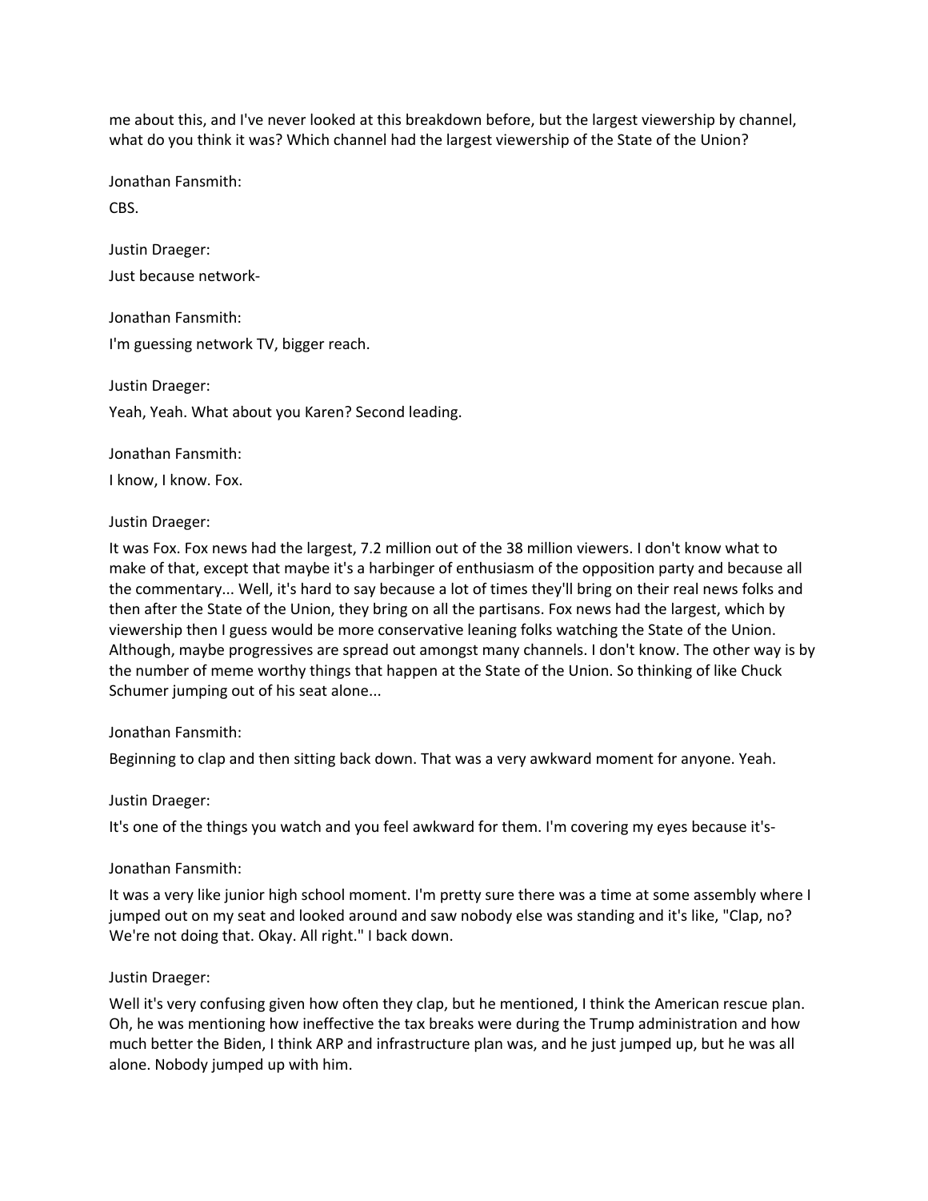me about this, and I've never looked at this breakdown before, but the largest viewership by channel, what do you think it was? Which channel had the largest viewership of the State of the Union?

Jonathan Fansmith:

CBS.

Justin Draeger:

Just because network-

Jonathan Fansmith:

I'm guessing network TV, bigger reach.

Justin Draeger:

Yeah, Yeah. What about you Karen? Second leading.

Jonathan Fansmith:

I know, I know. Fox.

Justin Draeger:

It was Fox. Fox news had the largest, 7.2 million out of the 38 million viewers. I don't know what to make of that, except that maybe it's a harbinger of enthusiasm of the opposition party and because all the commentary... Well, it's hard to say because a lot of times they'll bring on their real news folks and then after the State of the Union, they bring on all the partisans. Fox news had the largest, which by viewership then I guess would be more conservative leaning folks watching the State of the Union. Although, maybe progressives are spread out amongst many channels. I don't know. The other way is by the number of meme worthy things that happen at the State of the Union. So thinking of like Chuck Schumer jumping out of his seat alone...

Jonathan Fansmith:

Beginning to clap and then sitting back down. That was a very awkward moment for anyone. Yeah.

Justin Draeger:

It's one of the things you watch and you feel awkward for them. I'm covering my eyes because it's-

Jonathan Fansmith:

It was a very like junior high school moment. I'm pretty sure there was a time at some assembly where I jumped out on my seat and looked around and saw nobody else was standing and it's like, "Clap, no? We're not doing that. Okay. All right." I back down.

Justin Draeger:

Well it's very confusing given how often they clap, but he mentioned, I think the American rescue plan. Oh, he was mentioning how ineffective the tax breaks were during the Trump administration and how much better the Biden, I think ARP and infrastructure plan was, and he just jumped up, but he was all alone. Nobody jumped up with him.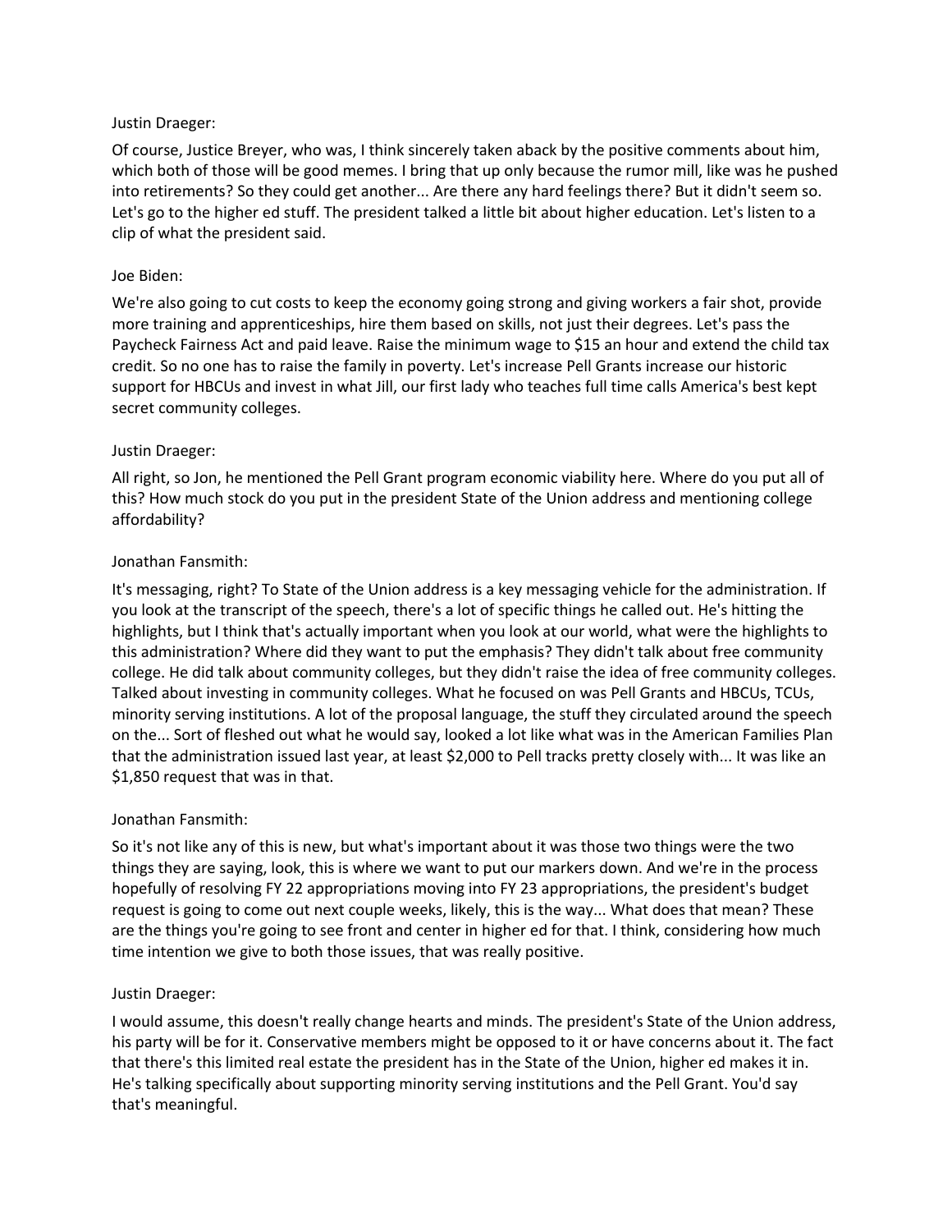Justin Draeger:

Of course, Justice Breyer, who was, I think sincerely taken aback by the positive comments about him, which both of those will be good memes. I bring that up only because the rumor mill, like was he pushed into retirements? So they could get another... Are there any hard feelings there? But it didn't seem so. Let's go to the higher ed stuff. The president talked a little bit about higher education. Let's listen to a clip of what the president said.

Joe Biden:

We're also going to cut costs to keep the economy going strong and giving workers a fair shot, provide more training and apprenticeships, hire them based on skills, not just their degrees. Let's pass the Paycheck Fairness Act and paid leave. Raise the minimum wage to $15 an hour and extend the child tax credit. So no one has to raise the family in poverty. Let's increase Pell Grants increase our historic support for HBCUs and invest in what Jill, our first lady who teaches full time calls America's best kept secret community colleges.

Justin Draeger:

All right, so Jon, he mentioned the Pell Grant program economic viability here. Where do you put all of this? How much stock do you put in the president State of the Union address and mentioning college affordability?

Jonathan Fansmith:

It's messaging, right? To State of the Union address is a key messaging vehicle for the administration. If you look at the transcript of the speech, there's a lot of specific things he called out. He's hitting the highlights, but I think that's actually important when you look at our world, what were the highlights to this administration? Where did they want to put the emphasis? They didn't talk about free community college. He did talk about community colleges, but they didn't raise the idea of free community colleges. Talked about investing in community colleges. What he focused on was Pell Grants and HBCUs, TCUs, minority serving institutions. A lot of the proposal language, the stuff they circulated around the speech on the... Sort of fleshed out what he would say, looked a lot like what was in the American Families Plan that the administration issued last year, at least $2,000 to Pell tracks pretty closely with... It was like an $1,850 request that was in that.

Jonathan Fansmith:

So it's not like any of this is new, but what's important about it was those two things were the two things they are saying, look, this is where we want to put our markers down. And we're in the process hopefully of resolving FY 22 appropriations moving into FY 23 appropriations, the president's budget request is going to come out next couple weeks, likely, this is the way... What does that mean? These are the things you're going to see front and center in higher ed for that. I think, considering how much time intention we give to both those issues, that was really positive.

Justin Draeger:

I would assume, this doesn't really change hearts and minds. The president's State of the Union address, his party will be for it. Conservative members might be opposed to it or have concerns about it. The fact that there's this limited real estate the president has in the State of the Union, higher ed makes it in. He's talking specifically about supporting minority serving institutions and the Pell Grant. You'd say that's meaningful.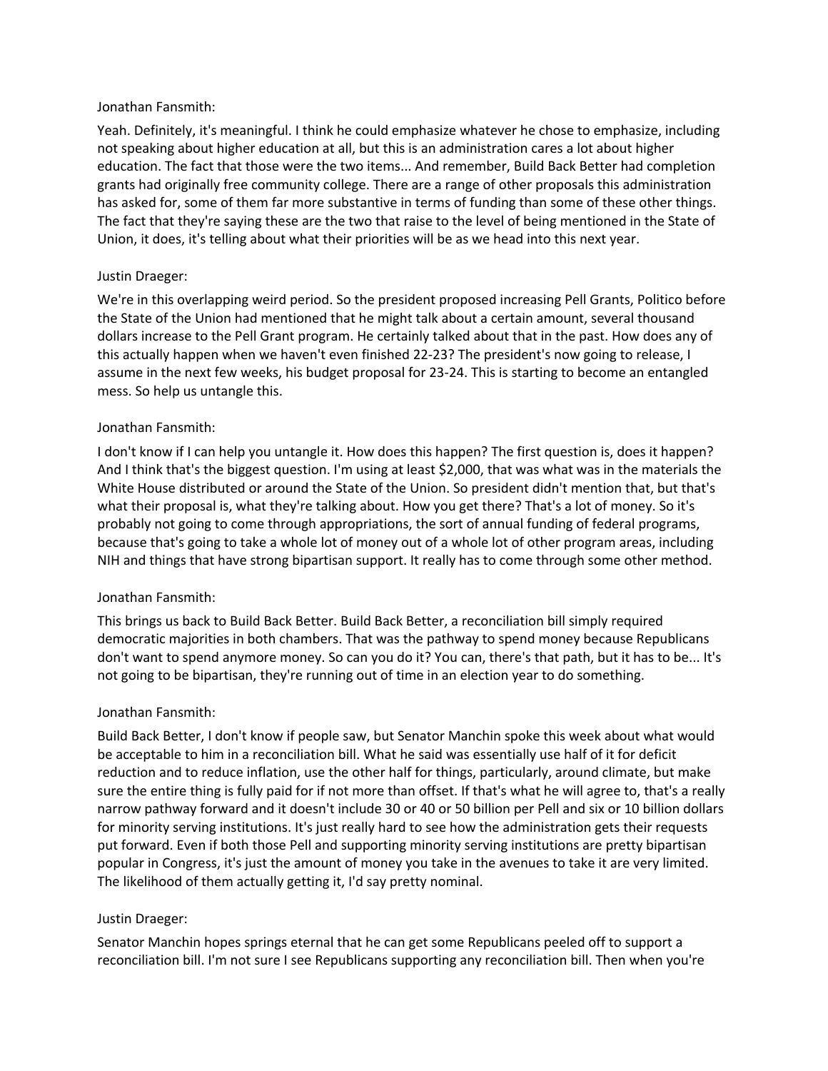Jonathan Fansmith:

Yeah. Definitely, it's meaningful. I think he could emphasize whatever he chose to emphasize, including not speaking about higher education at all, but this is an administration cares a lot about higher education. The fact that those were the two items... And remember, Build Back Better had completion grants had originally free community college. There are a range of other proposals this administration has asked for, some of them far more substantive in terms of funding than some of these other things. The fact that they're saying these are the two that raise to the level of being mentioned in the State of Union, it does, it's telling about what their priorities will be as we head into this next year.

Justin Draeger:

We're in this overlapping weird period. So the president proposed increasing Pell Grants, Politico before the State of the Union had mentioned that he might talk about a certain amount, several thousand dollars increase to the Pell Grant program. He certainly talked about that in the past. How does any of this actually happen when we haven't even finished 22-23? The president's now going to release, I assume in the next few weeks, his budget proposal for 23-24. This is starting to become an entangled mess. So help us untangle this.

Jonathan Fansmith:

I don't know if I can help you untangle it. How does this happen? The first question is, does it happen? And I think that's the biggest question. I'm using at least $2,000, that was what was in the materials the White House distributed or around the State of the Union. So president didn't mention that, but that's what their proposal is, what they're talking about. How you get there? That's a lot of money. So it's probably not going to come through appropriations, the sort of annual funding of federal programs, because that's going to take a whole lot of money out of a whole lot of other program areas, including NIH and things that have strong bipartisan support. It really has to come through some other method.

Jonathan Fansmith:

This brings us back to Build Back Better. Build Back Better, a reconciliation bill simply required democratic majorities in both chambers. That was the pathway to spend money because Republicans don't want to spend anymore money. So can you do it? You can, there's that path, but it has to be... It's not going to be bipartisan, they're running out of time in an election year to do something.

Jonathan Fansmith:

Build Back Better, I don't know if people saw, but Senator Manchin spoke this week about what would be acceptable to him in a reconciliation bill. What he said was essentially use half of it for deficit reduction and to reduce inflation, use the other half for things, particularly, around climate, but make sure the entire thing is fully paid for if not more than offset. If that's what he will agree to, that's a really narrow pathway forward and it doesn't include 30 or 40 or 50 billion per Pell and six or 10 billion dollars for minority serving institutions. It's just really hard to see how the administration gets their requests put forward. Even if both those Pell and supporting minority serving institutions are pretty bipartisan popular in Congress, it's just the amount of money you take in the avenues to take it are very limited. The likelihood of them actually getting it, I'd say pretty nominal.

Justin Draeger:

Senator Manchin hopes springs eternal that he can get some Republicans peeled off to support a reconciliation bill. I'm not sure I see Republicans supporting any reconciliation bill. Then when you're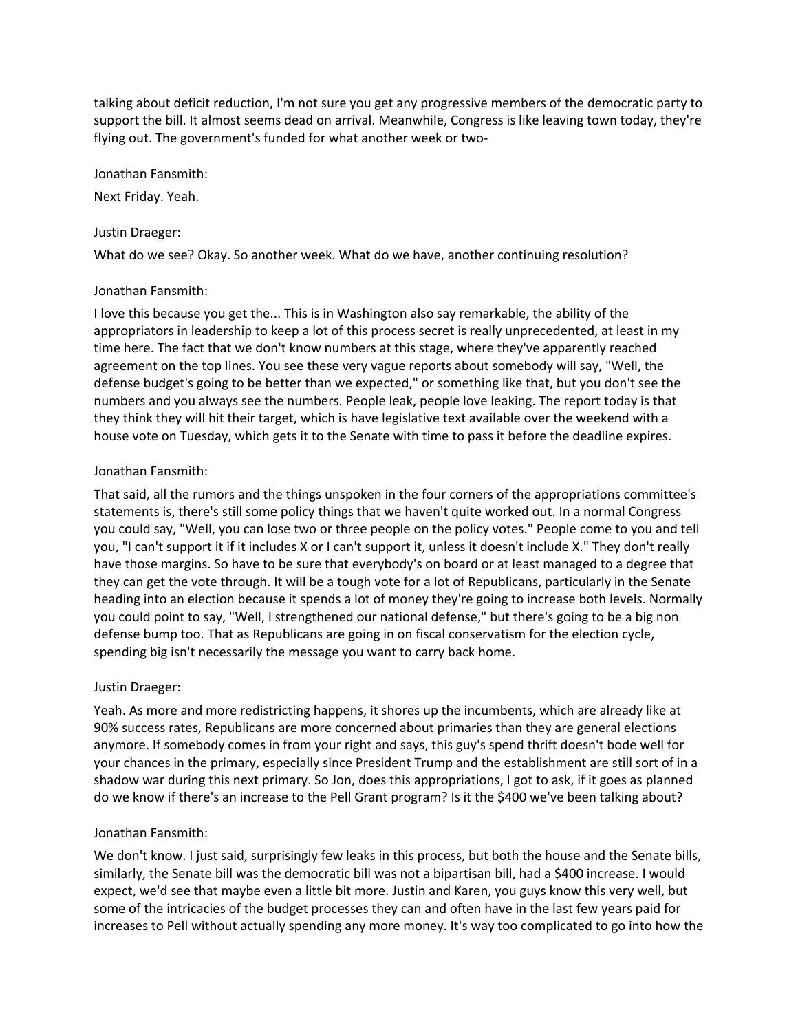talking about deficit reduction, I'm not sure you get any progressive members of the democratic party to support the bill. It almost seems dead on arrival. Meanwhile, Congress is like leaving town today, they're flying out. The government's funded for what another week or two-

Jonathan Fansmith:

Next Friday. Yeah.

Justin Draeger:

What do we see? Okay. So another week. What do we have, another continuing resolution?

Jonathan Fansmith:

I love this because you get the... This is in Washington also say remarkable, the ability of the appropriators in leadership to keep a lot of this process secret is really unprecedented, at least in my time here. The fact that we don't know numbers at this stage, where they've apparently reached agreement on the top lines. You see these very vague reports about somebody will say, "Well, the defense budget's going to be better than we expected," or something like that, but you don't see the numbers and you always see the numbers. People leak, people love leaking. The report today is that they think they will hit their target, which is have legislative text available over the weekend with a house vote on Tuesday, which gets it to the Senate with time to pass it before the deadline expires.

Jonathan Fansmith:

That said, all the rumors and the things unspoken in the four corners of the appropriations committee's statements is, there's still some policy things that we haven't quite worked out. In a normal Congress you could say, "Well, you can lose two or three people on the policy votes." People come to you and tell you, "I can't support it if it includes X or I can't support it, unless it doesn't include X." They don't really have those margins. So have to be sure that everybody's on board or at least managed to a degree that they can get the vote through. It will be a tough vote for a lot of Republicans, particularly in the Senate heading into an election because it spends a lot of money they're going to increase both levels. Normally you could point to say, "Well, I strengthened our national defense," but there's going to be a big non defense bump too. That as Republicans are going in on fiscal conservatism for the election cycle, spending big isn't necessarily the message you want to carry back home.

Justin Draeger:

Yeah. As more and more redistricting happens, it shores up the incumbents, which are already like at 90% success rates, Republicans are more concerned about primaries than they are general elections anymore. If somebody comes in from your right and says, this guy's spend thrift doesn't bode well for your chances in the primary, especially since President Trump and the establishment are still sort of in a shadow war during this next primary. So Jon, does this appropriations, I got to ask, if it goes as planned do we know if there's an increase to the Pell Grant program? Is it the $400 we've been talking about?

Jonathan Fansmith:

We don't know. I just said, surprisingly few leaks in this process, but both the house and the Senate bills, similarly, the Senate bill was the democratic bill was not a bipartisan bill, had a $400 increase. I would expect, we'd see that maybe even a little bit more. Justin and Karen, you guys know this very well, but some of the intricacies of the budget processes they can and often have in the last few years paid for increases to Pell without actually spending any more money. It's way too complicated to go into how the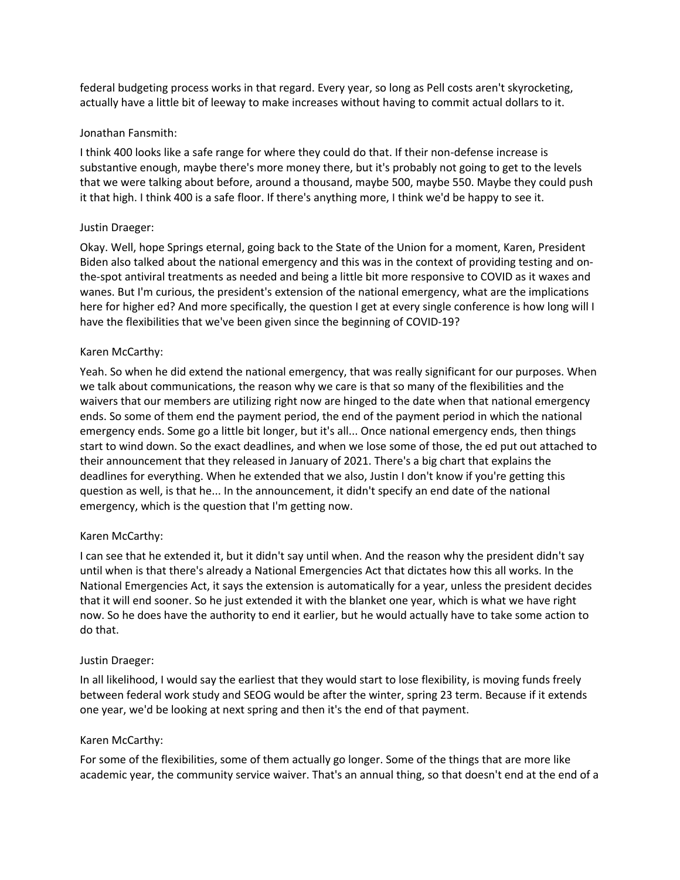federal budgeting process works in that regard. Every year, so long as Pell costs aren't skyrocketing, actually have a little bit of leeway to make increases without having to commit actual dollars to it.

Jonathan Fansmith:

I think 400 looks like a safe range for where they could do that. If their non-defense increase is substantive enough, maybe there's more money there, but it's probably not going to get to the levels that we were talking about before, around a thousand, maybe 500, maybe 550. Maybe they could push it that high. I think 400 is a safe floor. If there's anything more, I think we'd be happy to see it.

Justin Draeger:

Okay. Well, hope Springs eternal, going back to the State of the Union for a moment, Karen, President Biden also talked about the national emergency and this was in the context of providing testing and on-the-spot antiviral treatments as needed and being a little bit more responsive to COVID as it waxes and wanes. But I'm curious, the president's extension of the national emergency, what are the implications here for higher ed? And more specifically, the question I get at every single conference is how long will I have the flexibilities that we've been given since the beginning of COVID-19?

Karen McCarthy:

Yeah. So when he did extend the national emergency, that was really significant for our purposes. When we talk about communications, the reason why we care is that so many of the flexibilities and the waivers that our members are utilizing right now are hinged to the date when that national emergency ends. So some of them end the payment period, the end of the payment period in which the national emergency ends. Some go a little bit longer, but it's all... Once national emergency ends, then things start to wind down. So the exact deadlines, and when we lose some of those, the ed put out attached to their announcement that they released in January of 2021. There's a big chart that explains the deadlines for everything. When he extended that we also, Justin I don't know if you're getting this question as well, is that he... In the announcement, it didn't specify an end date of the national emergency, which is the question that I'm getting now.

Karen McCarthy:

I can see that he extended it, but it didn't say until when. And the reason why the president didn't say until when is that there's already a National Emergencies Act that dictates how this all works. In the National Emergencies Act, it says the extension is automatically for a year, unless the president decides that it will end sooner. So he just extended it with the blanket one year, which is what we have right now. So he does have the authority to end it earlier, but he would actually have to take some action to do that.

Justin Draeger:

In all likelihood, I would say the earliest that they would start to lose flexibility, is moving funds freely between federal work study and SEOG would be after the winter, spring 23 term. Because if it extends one year, we'd be looking at next spring and then it's the end of that payment.

Karen McCarthy:

For some of the flexibilities, some of them actually go longer. Some of the things that are more like academic year, the community service waiver. That's an annual thing, so that doesn't end at the end of a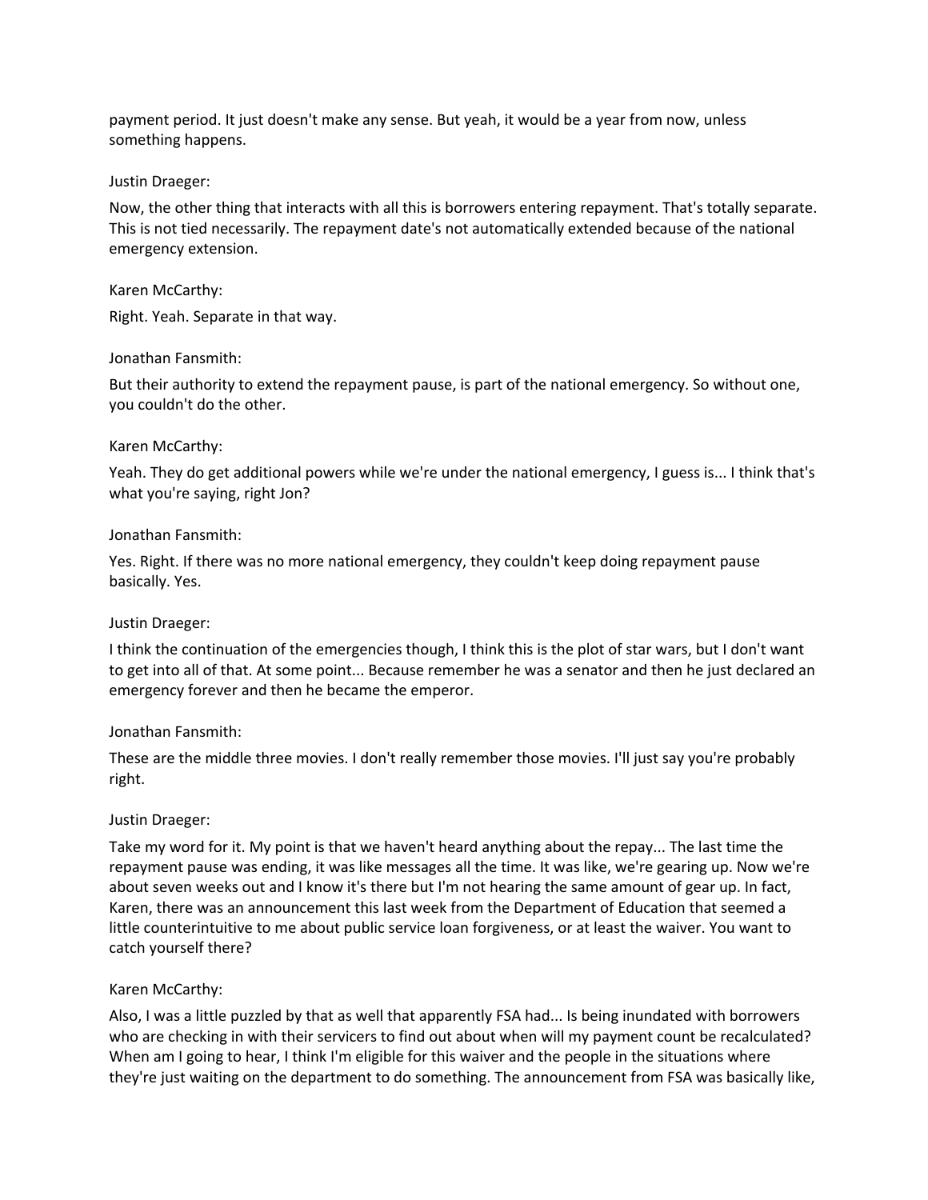payment period. It just doesn't make any sense. But yeah, it would be a year from now, unless something happens.

Justin Draeger:

Now, the other thing that interacts with all this is borrowers entering repayment. That's totally separate. This is not tied necessarily. The repayment date's not automatically extended because of the national emergency extension.

Karen McCarthy:

Right. Yeah. Separate in that way.

Jonathan Fansmith:

But their authority to extend the repayment pause, is part of the national emergency. So without one, you couldn't do the other.

Karen McCarthy:

Yeah. They do get additional powers while we're under the national emergency, I guess is... I think that's what you're saying, right Jon?

Jonathan Fansmith:

Yes. Right. If there was no more national emergency, they couldn't keep doing repayment pause basically. Yes.

Justin Draeger:

I think the continuation of the emergencies though, I think this is the plot of star wars, but I don't want to get into all of that. At some point... Because remember he was a senator and then he just declared an emergency forever and then he became the emperor.

Jonathan Fansmith:

These are the middle three movies. I don't really remember those movies. I'll just say you're probably right.

Justin Draeger:

Take my word for it. My point is that we haven't heard anything about the repay... The last time the repayment pause was ending, it was like messages all the time. It was like, we're gearing up. Now we're about seven weeks out and I know it's there but I'm not hearing the same amount of gear up. In fact, Karen, there was an announcement this last week from the Department of Education that seemed a little counterintuitive to me about public service loan forgiveness, or at least the waiver. You want to catch yourself there?

Karen McCarthy:

Also, I was a little puzzled by that as well that apparently FSA had... Is being inundated with borrowers who are checking in with their servicers to find out about when will my payment count be recalculated? When am I going to hear, I think I'm eligible for this waiver and the people in the situations where they're just waiting on the department to do something. The announcement from FSA was basically like,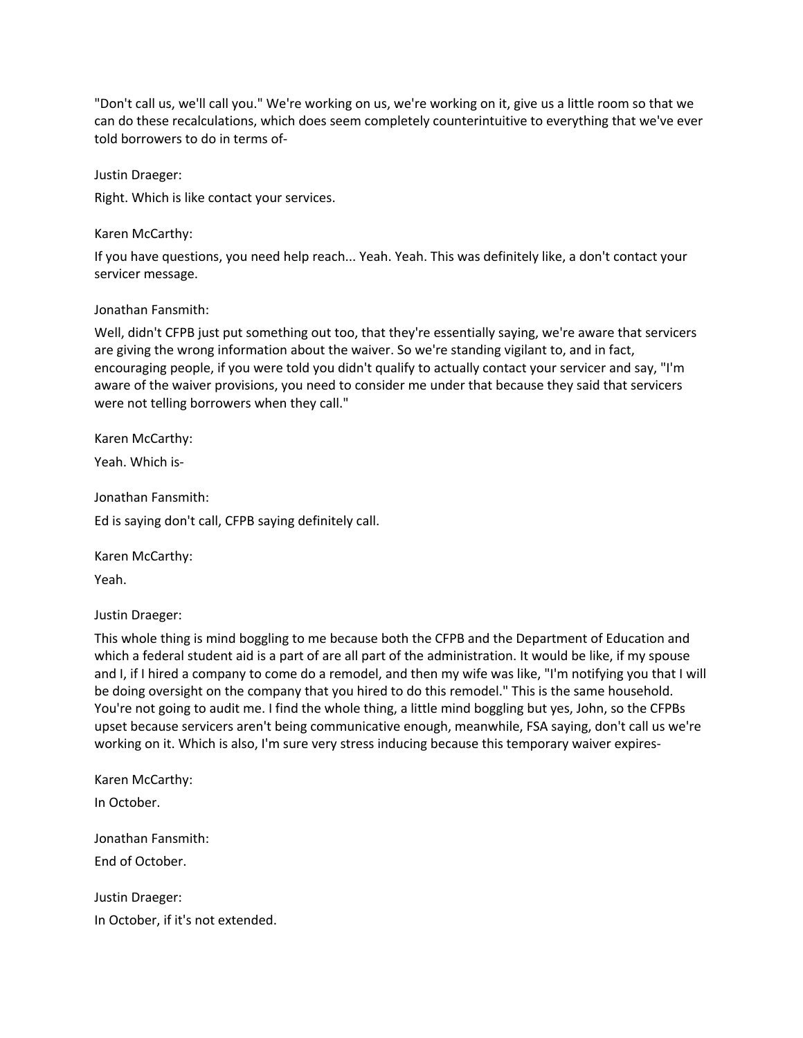"Don't call us, we'll call you." We're working on us, we're working on it, give us a little room so that we can do these recalculations, which does seem completely counterintuitive to everything that we've ever told borrowers to do in terms of-

Justin Draeger:

Right. Which is like contact your services.

Karen McCarthy:

If you have questions, you need help reach... Yeah. Yeah. This was definitely like, a don't contact your servicer message.

Jonathan Fansmith:

Well, didn't CFPB just put something out too, that they're essentially saying, we're aware that servicers are giving the wrong information about the waiver. So we're standing vigilant to, and in fact, encouraging people, if you were told you didn't qualify to actually contact your servicer and say, "I'm aware of the waiver provisions, you need to consider me under that because they said that servicers were not telling borrowers when they call."

Karen McCarthy:

Yeah. Which is-

Jonathan Fansmith:

Ed is saying don't call, CFPB saying definitely call.

Karen McCarthy:

Yeah.

Justin Draeger:

This whole thing is mind boggling to me because both the CFPB and the Department of Education and which a federal student aid is a part of are all part of the administration. It would be like, if my spouse and I, if I hired a company to come do a remodel, and then my wife was like, "I'm notifying you that I will be doing oversight on the company that you hired to do this remodel." This is the same household. You're not going to audit me. I find the whole thing, a little mind boggling but yes, John, so the CFPBs upset because servicers aren't being communicative enough, meanwhile, FSA saying, don't call us we're working on it. Which is also, I'm sure very stress inducing because this temporary waiver expires-

Karen McCarthy:

In October.

Jonathan Fansmith:

End of October.

Justin Draeger:

In October, if it's not extended.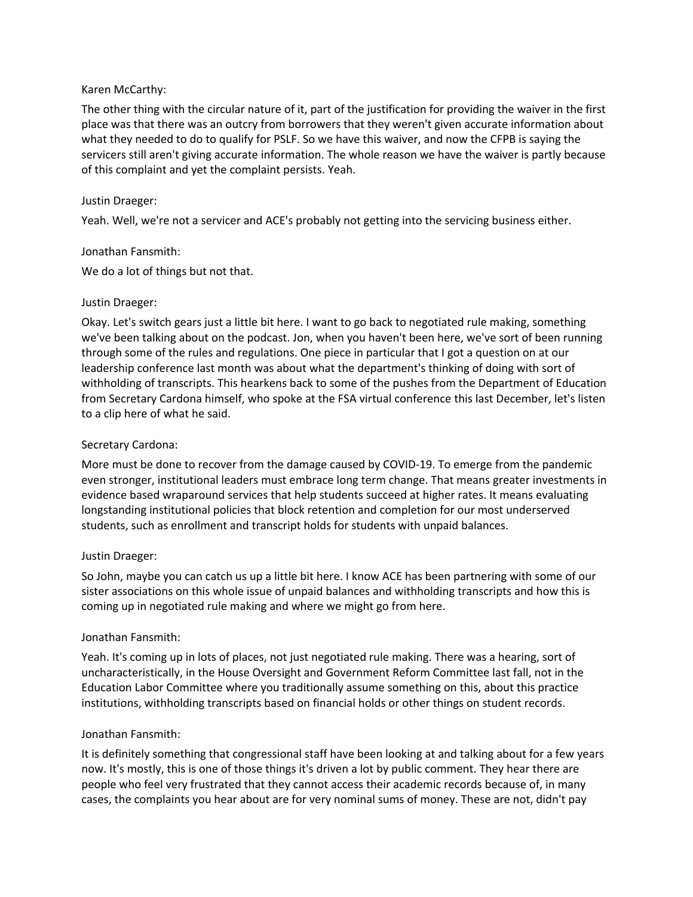Karen McCarthy:

The other thing with the circular nature of it, part of the justification for providing the waiver in the first place was that there was an outcry from borrowers that they weren't given accurate information about what they needed to do to qualify for PSLF. So we have this waiver, and now the CFPB is saying the servicers still aren't giving accurate information. The whole reason we have the waiver is partly because of this complaint and yet the complaint persists. Yeah.

Justin Draeger:

Yeah. Well, we're not a servicer and ACE's probably not getting into the servicing business either.

Jonathan Fansmith:

We do a lot of things but not that.

Justin Draeger:

Okay. Let's switch gears just a little bit here. I want to go back to negotiated rule making, something we've been talking about on the podcast. Jon, when you haven't been here, we've sort of been running through some of the rules and regulations. One piece in particular that I got a question on at our leadership conference last month was about what the department's thinking of doing with sort of withholding of transcripts. This hearkens back to some of the pushes from the Department of Education from Secretary Cardona himself, who spoke at the FSA virtual conference this last December, let's listen to a clip here of what he said.

Secretary Cardona:

More must be done to recover from the damage caused by COVID-19. To emerge from the pandemic even stronger, institutional leaders must embrace long term change. That means greater investments in evidence based wraparound services that help students succeed at higher rates. It means evaluating longstanding institutional policies that block retention and completion for our most underserved students, such as enrollment and transcript holds for students with unpaid balances.

Justin Draeger:

So John, maybe you can catch us up a little bit here. I know ACE has been partnering with some of our sister associations on this whole issue of unpaid balances and withholding transcripts and how this is coming up in negotiated rule making and where we might go from here.

Jonathan Fansmith:

Yeah. It's coming up in lots of places, not just negotiated rule making. There was a hearing, sort of uncharacteristically, in the House Oversight and Government Reform Committee last fall, not in the Education Labor Committee where you traditionally assume something on this, about this practice institutions, withholding transcripts based on financial holds or other things on student records.

Jonathan Fansmith:

It is definitely something that congressional staff have been looking at and talking about for a few years now. It's mostly, this is one of those things it's driven a lot by public comment. They hear there are people who feel very frustrated that they cannot access their academic records because of, in many cases, the complaints you hear about are for very nominal sums of money. These are not, didn't pay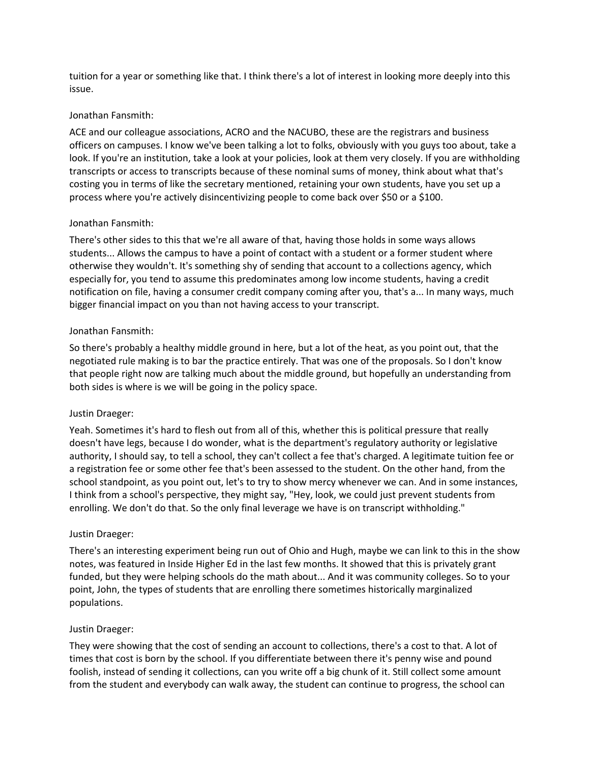tuition for a year or something like that. I think there's a lot of interest in looking more deeply into this issue.

Jonathan Fansmith:

ACE and our colleague associations, ACRO and the NACUBO, these are the registrars and business officers on campuses. I know we've been talking a lot to folks, obviously with you guys too about, take a look. If you're an institution, take a look at your policies, look at them very closely. If you are withholding transcripts or access to transcripts because of these nominal sums of money, think about what that's costing you in terms of like the secretary mentioned, retaining your own students, have you set up a process where you're actively disincentivizing people to come back over $50 or a $100.

Jonathan Fansmith:

There's other sides to this that we're all aware of that, having those holds in some ways allows students... Allows the campus to have a point of contact with a student or a former student where otherwise they wouldn't. It's something shy of sending that account to a collections agency, which especially for, you tend to assume this predominates among low income students, having a credit notification on file, having a consumer credit company coming after you, that's a... In many ways, much bigger financial impact on you than not having access to your transcript.

Jonathan Fansmith:

So there's probably a healthy middle ground in here, but a lot of the heat, as you point out, that the negotiated rule making is to bar the practice entirely. That was one of the proposals. So I don't know that people right now are talking much about the middle ground, but hopefully an understanding from both sides is where is we will be going in the policy space.

Justin Draeger:

Yeah. Sometimes it's hard to flesh out from all of this, whether this is political pressure that really doesn't have legs, because I do wonder, what is the department's regulatory authority or legislative authority, I should say, to tell a school, they can't collect a fee that's charged. A legitimate tuition fee or a registration fee or some other fee that's been assessed to the student. On the other hand, from the school standpoint, as you point out, let's to try to show mercy whenever we can. And in some instances, I think from a school's perspective, they might say, "Hey, look, we could just prevent students from enrolling. We don't do that. So the only final leverage we have is on transcript withholding."

Justin Draeger:

There's an interesting experiment being run out of Ohio and Hugh, maybe we can link to this in the show notes, was featured in Inside Higher Ed in the last few months. It showed that this is privately grant funded, but they were helping schools do the math about... And it was community colleges. So to your point, John, the types of students that are enrolling there sometimes historically marginalized populations.

Justin Draeger:

They were showing that the cost of sending an account to collections, there's a cost to that. A lot of times that cost is born by the school. If you differentiate between there it's penny wise and pound foolish, instead of sending it collections, can you write off a big chunk of it. Still collect some amount from the student and everybody can walk away, the student can continue to progress, the school can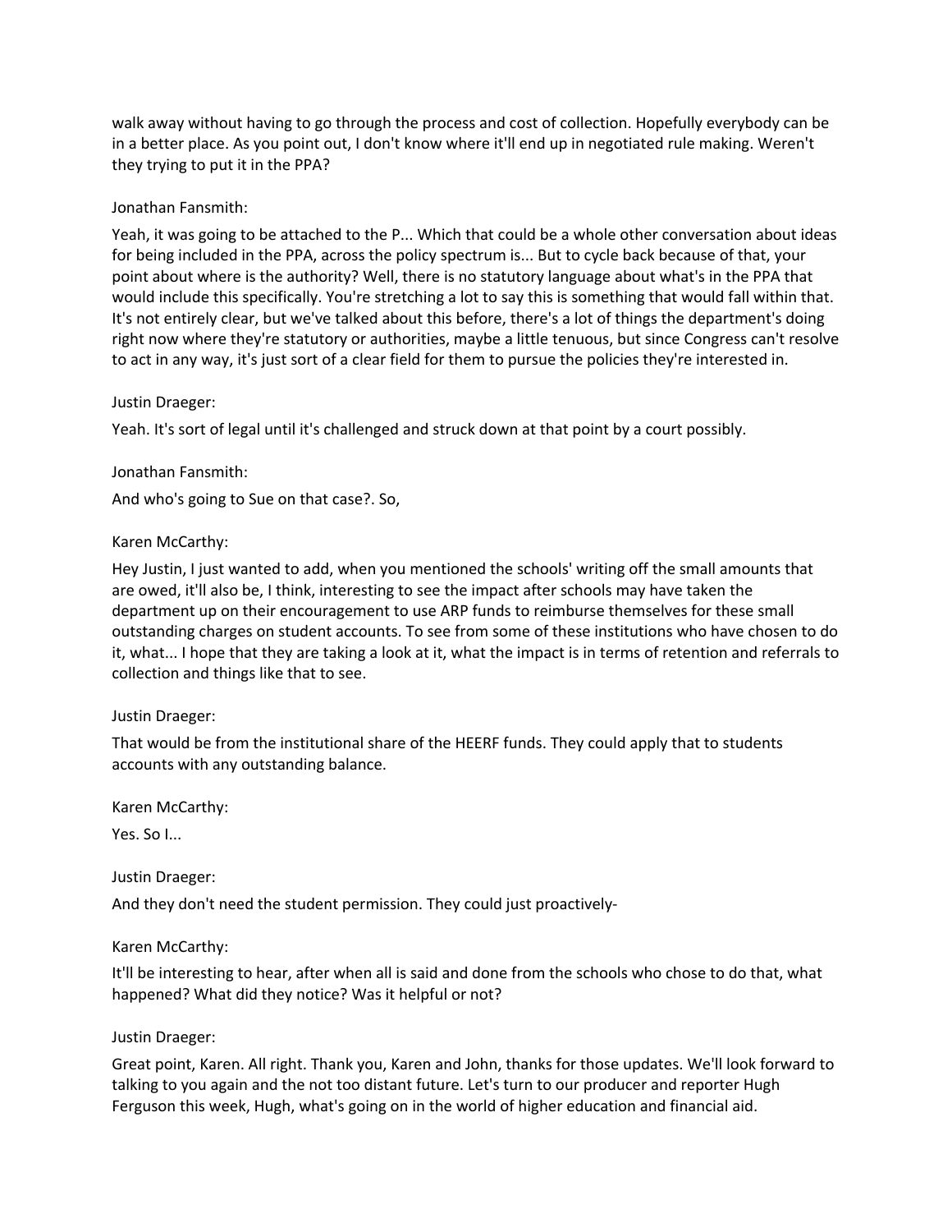walk away without having to go through the process and cost of collection. Hopefully everybody can be in a better place. As you point out, I don't know where it'll end up in negotiated rule making. Weren't they trying to put it in the PPA?

Jonathan Fansmith:

Yeah, it was going to be attached to the P... Which that could be a whole other conversation about ideas for being included in the PPA, across the policy spectrum is... But to cycle back because of that, your point about where is the authority? Well, there is no statutory language about what's in the PPA that would include this specifically. You're stretching a lot to say this is something that would fall within that. It's not entirely clear, but we've talked about this before, there's a lot of things the department's doing right now where they're statutory or authorities, maybe a little tenuous, but since Congress can't resolve to act in any way, it's just sort of a clear field for them to pursue the policies they're interested in.

Justin Draeger:

Yeah. It's sort of legal until it's challenged and struck down at that point by a court possibly.

Jonathan Fansmith:

And who's going to Sue on that case?. So,

Karen McCarthy:

Hey Justin, I just wanted to add, when you mentioned the schools' writing off the small amounts that are owed, it'll also be, I think, interesting to see the impact after schools may have taken the department up on their encouragement to use ARP funds to reimburse themselves for these small outstanding charges on student accounts. To see from some of these institutions who have chosen to do it, what... I hope that they are taking a look at it, what the impact is in terms of retention and referrals to collection and things like that to see.

Justin Draeger:

That would be from the institutional share of the HEERF funds. They could apply that to students accounts with any outstanding balance.

Karen McCarthy:

Yes. So I...

Justin Draeger:

And they don't need the student permission. They could just proactively-

Karen McCarthy:

It'll be interesting to hear, after when all is said and done from the schools who chose to do that, what happened? What did they notice? Was it helpful or not?

Justin Draeger:

Great point, Karen. All right. Thank you, Karen and John, thanks for those updates. We'll look forward to talking to you again and the not too distant future. Let's turn to our producer and reporter Hugh Ferguson this week, Hugh, what's going on in the world of higher education and financial aid.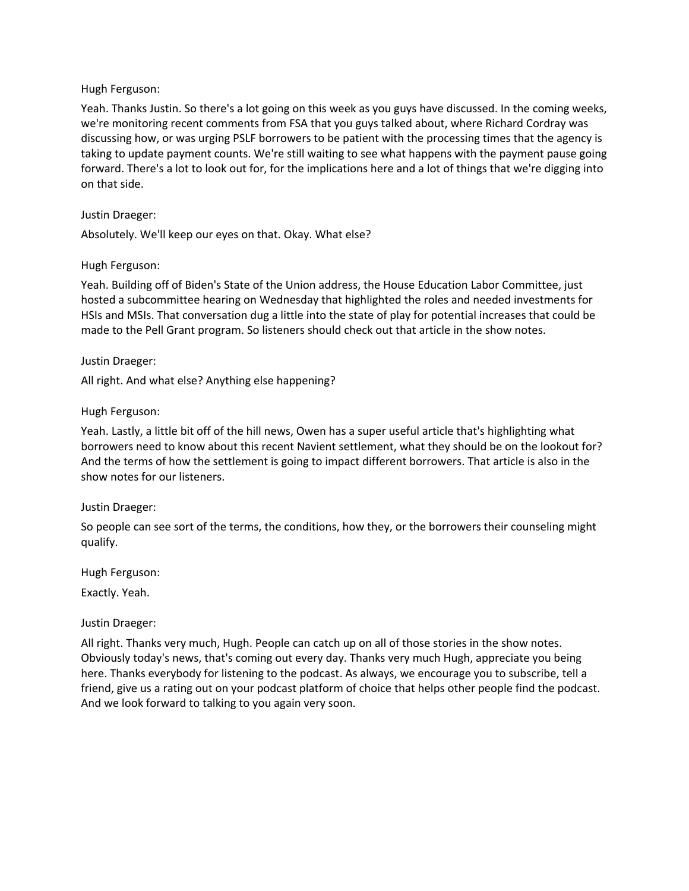Hugh Ferguson:

Yeah. Thanks Justin. So there's a lot going on this week as you guys have discussed. In the coming weeks, we're monitoring recent comments from FSA that you guys talked about, where Richard Cordray was discussing how, or was urging PSLF borrowers to be patient with the processing times that the agency is taking to update payment counts. We're still waiting to see what happens with the payment pause going forward. There's a lot to look out for, for the implications here and a lot of things that we're digging into on that side.

Justin Draeger:

Absolutely. We'll keep our eyes on that. Okay. What else?

Hugh Ferguson:

Yeah. Building off of Biden's State of the Union address, the House Education Labor Committee, just hosted a subcommittee hearing on Wednesday that highlighted the roles and needed investments for HSIs and MSIs. That conversation dug a little into the state of play for potential increases that could be made to the Pell Grant program. So listeners should check out that article in the show notes.

Justin Draeger:

All right. And what else? Anything else happening?

Hugh Ferguson:

Yeah. Lastly, a little bit off of the hill news, Owen has a super useful article that's highlighting what borrowers need to know about this recent Navient settlement, what they should be on the lookout for? And the terms of how the settlement is going to impact different borrowers. That article is also in the show notes for our listeners.

Justin Draeger:

So people can see sort of the terms, the conditions, how they, or the borrowers their counseling might qualify.

Hugh Ferguson:

Exactly. Yeah.

Justin Draeger:

All right. Thanks very much, Hugh. People can catch up on all of those stories in the show notes. Obviously today's news, that's coming out every day. Thanks very much Hugh, appreciate you being here. Thanks everybody for listening to the podcast. As always, we encourage you to subscribe, tell a friend, give us a rating out on your podcast platform of choice that helps other people find the podcast. And we look forward to talking to you again very soon.